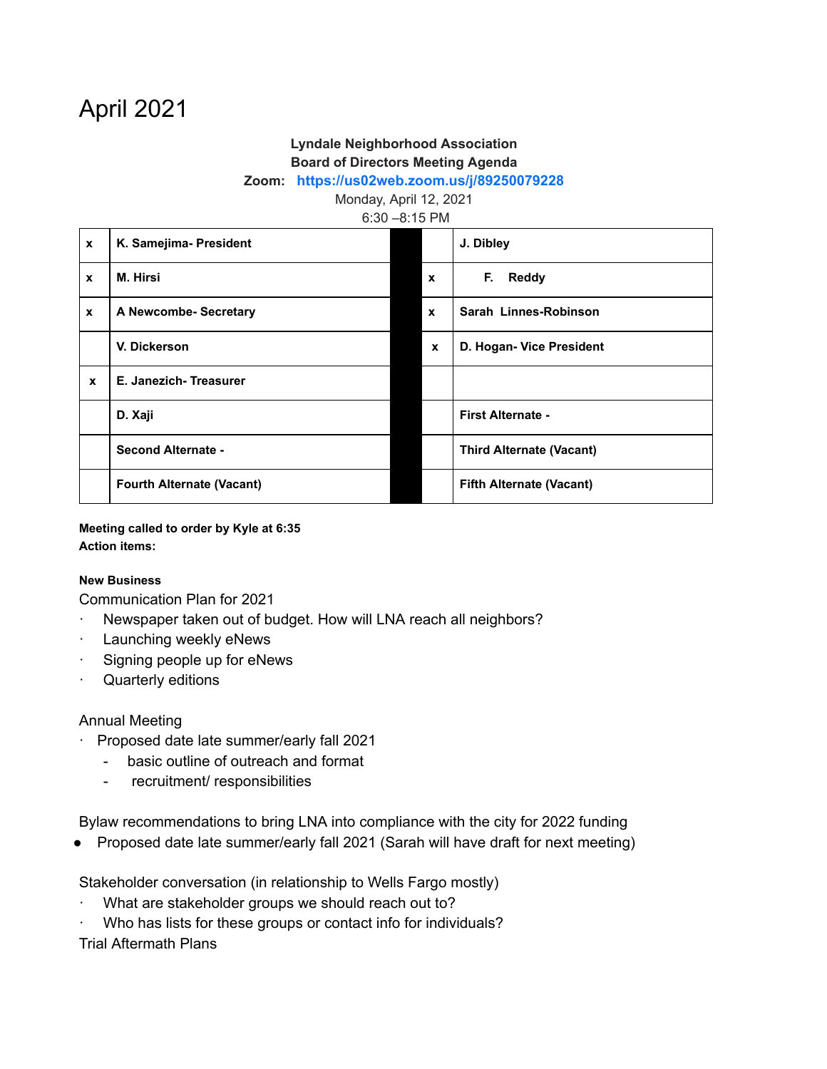# April 2021

**Lyndale Neighborhood Association**
**Board of Directors Meeting Agenda**
**Zoom:** **https://us02web.zoom.us/j/89250079228**
Monday, April 12, 2021
6:30 –8:15 PM

| | | | | |
|---|---|---|---|---|
| **x** | **K. Samejima- President** | | | **J. Dibley** |
| **x** | **M. Hirsi** | | **x** | **F. Reddy** |
| **x** | **A Newcombe- Secretary** | | **x** | **Sarah Linnes-Robinson** |
| | **V. Dickerson** | | **x** | **D. Hogan- Vice President** |
| **x** | **E. Janezich- Treasurer** | | | |
| | **D. Xaji** | | | **First Alternate -** |
| | **Second Alternate -** | | | **Third Alternate (Vacant)** |
| | **Fourth Alternate (Vacant)** | | | **Fifth Alternate (Vacant)** |

**Meeting called to order by Kyle at 6:35**
**Action items:**

**New Business**

Communication Plan for 2021

- Newspaper taken out of budget. How will LNA reach all neighbors?
- Launching weekly eNews
- Signing people up for eNews
- Quarterly editions

Annual Meeting

- Proposed date late summer/early fall 2021
  - basic outline of outreach and format
  - recruitment/ responsibilities

Bylaw recommendations to bring LNA into compliance with the city for 2022 funding

- Proposed date late summer/early fall 2021 (Sarah will have draft for next meeting)

Stakeholder conversation (in relationship to Wells Fargo mostly)

- What are stakeholder groups we should reach out to?
- Who has lists for these groups or contact info for individuals?

Trial Aftermath Plans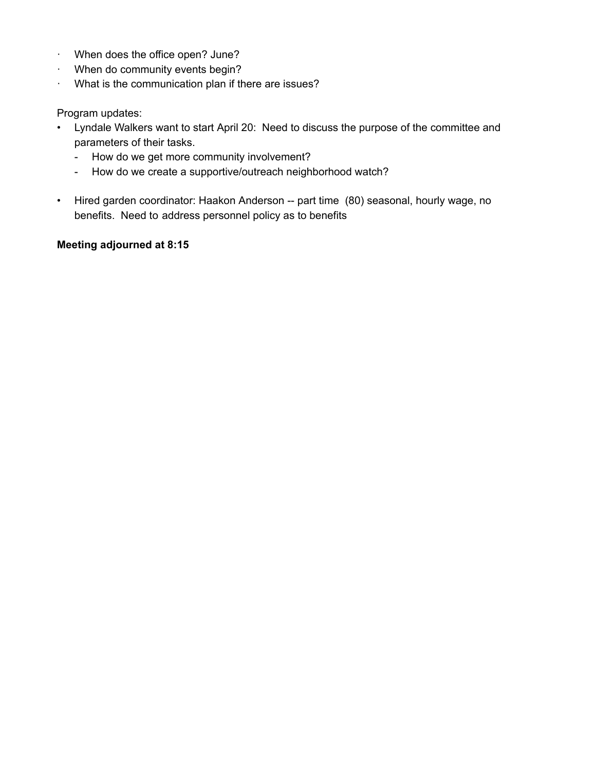- When does the office open? June?
- When do community events begin?
- What is the communication plan if there are issues?

Program updates:

- Lyndale Walkers want to start April 20: Need to discuss the purpose of the committee and parameters of their tasks.
  - How do we get more community involvement?
  - How do we create a supportive/outreach neighborhood watch?

- Hired garden coordinator: Haakon Anderson -- part time (80) seasonal, hourly wage, no benefits. Need to address personnel policy as to benefits

**Meeting adjourned at 8:15**